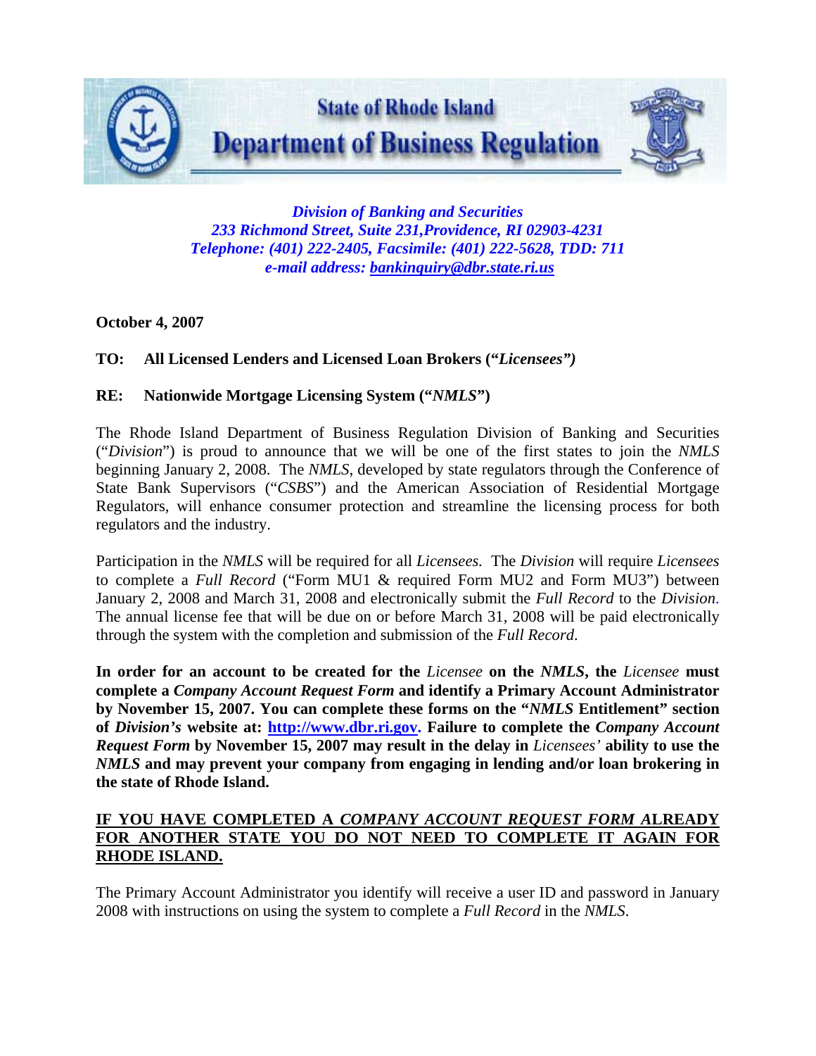# State of Rhode Island
## Department of Business Regulation

*Division of Banking and Securities*
*233 Richmond Street, Suite 231,Providence, RI 02903-4231*
*Telephone: (401) 222-2405, Facsimile: (401) 222-5628, TDD: 711*
*e-mail address: bankinquiry@dbr.state.ri.us*

**October 4, 2007**

**TO: All Licensed Lenders and Licensed Loan Brokers ("*Licensees")***

**RE: Nationwide Mortgage Licensing System ("*NMLS*")**

The Rhode Island Department of Business Regulation Division of Banking and Securities ("*Division*") is proud to announce that we will be one of the first states to join the *NMLS* beginning January 2, 2008. The *NMLS*, developed by state regulators through the Conference of State Bank Supervisors ("*CSBS*") and the American Association of Residential Mortgage Regulators, will enhance consumer protection and streamline the licensing process for both regulators and the industry.

Participation in the *NMLS* will be required for all *Licensees.* The *Division* will require *Licensees* to complete a *Full Record* ("Form MU1 & required Form MU2 and Form MU3") between January 2, 2008 and March 31, 2008 and electronically submit the *Full Record* to the *Division*. The annual license fee that will be due on or before March 31, 2008 will be paid electronically through the system with the completion and submission of the *Full Record.*

**In order for an account to be created for the** *Licensee* **on the *NMLS*, the** *Licensee* **must complete a *Company Account Request Form* and identify a Primary Account Administrator by November 15, 2007. You can complete these forms on the "*NMLS* Entitlement" section of *Division's* website at: http://www.dbr.ri.gov. Failure to complete the *Company Account Request Form* by November 15, 2007 may result in the delay in** *Licensees'* **ability to use the *NMLS* and may prevent your company from engaging in lending and/or loan brokering in the state of Rhode Island.**

**IF YOU HAVE COMPLETED A *COMPANY ACCOUNT REQUEST FORM* ALREADY FOR ANOTHER STATE YOU DO NOT NEED TO COMPLETE IT AGAIN FOR RHODE ISLAND.**

The Primary Account Administrator you identify will receive a user ID and password in January 2008 with instructions on using the system to complete a *Full Record* in the *NMLS*.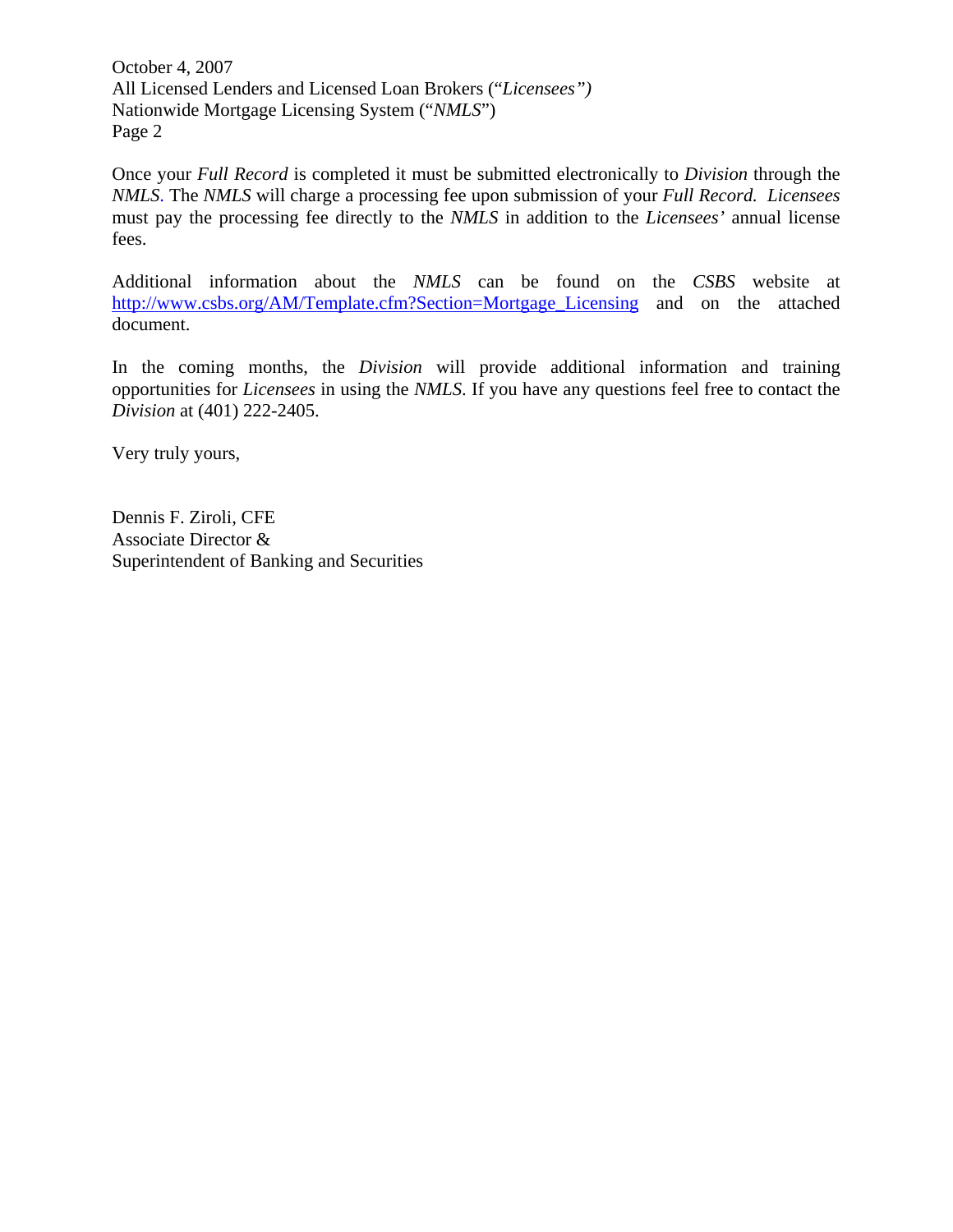Once your *Full Record* is completed it must be submitted electronically to *Division* through the *NMLS*. The *NMLS* will charge a processing fee upon submission of your *Full Record. Licensees* must pay the processing fee directly to the *NMLS* in addition to the *Licensees'* annual license fees.

Additional information about the *NMLS* can be found on the *CSBS* website at http://www.csbs.org/AM/Template.cfm?Section=Mortgage_Licensing and on the attached document.

In the coming months, the *Division* will provide additional information and training opportunities for *Licensees* in using the *NMLS*. If you have any questions feel free to contact the *Division* at (401) 222-2405.

Very truly yours,

Dennis F. Ziroli, CFE
Associate Director &
Superintendent of Banking and Securities